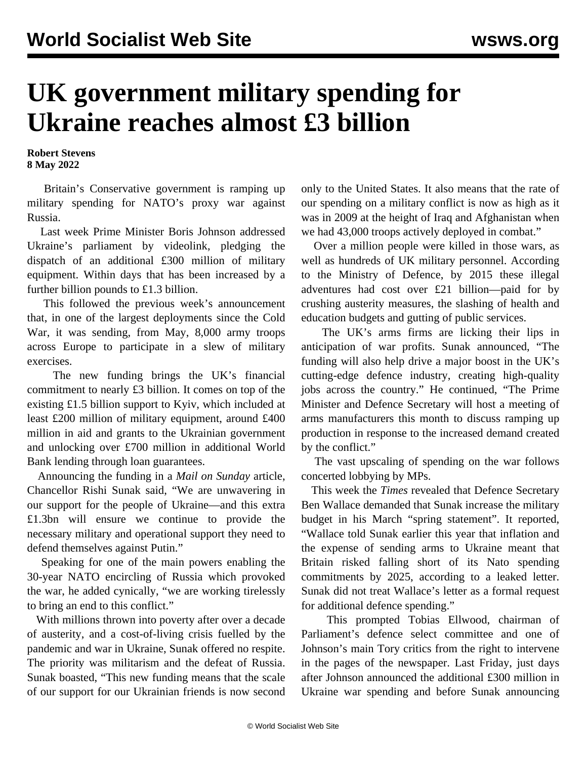# UK government military spending for Ukraine reaches almost £3 billion

**Robert Stevens**
**8 May 2022**

Britain's Conservative government is ramping up military spending for NATO's proxy war against Russia.

Last week Prime Minister Boris Johnson addressed Ukraine's parliament by videolink, pledging the dispatch of an additional £300 million of military equipment. Within days that has been increased by a further billion pounds to £1.3 billion.

This followed the previous week's announcement that, in one of the largest deployments since the Cold War, it was sending, from May, 8,000 army troops across Europe to participate in a slew of military exercises.

The new funding brings the UK's financial commitment to nearly £3 billion. It comes on top of the existing £1.5 billion support to Kyiv, which included at least £200 million of military equipment, around £400 million in aid and grants to the Ukrainian government and unlocking over £700 million in additional World Bank lending through loan guarantees.

Announcing the funding in a *Mail on Sunday* article, Chancellor Rishi Sunak said, "We are unwavering in our support for the people of Ukraine—and this extra £1.3bn will ensure we continue to provide the necessary military and operational support they need to defend themselves against Putin."

Speaking for one of the main powers enabling the 30-year NATO encircling of Russia which provoked the war, he added cynically, "we are working tirelessly to bring an end to this conflict."

With millions thrown into poverty after over a decade of austerity, and a cost-of-living crisis fuelled by the pandemic and war in Ukraine, Sunak offered no respite. The priority was militarism and the defeat of Russia. Sunak boasted, "This new funding means that the scale of our support for our Ukrainian friends is now second only to the United States. It also means that the rate of our spending on a military conflict is now as high as it was in 2009 at the height of Iraq and Afghanistan when we had 43,000 troops actively deployed in combat."

Over a million people were killed in those wars, as well as hundreds of UK military personnel. According to the Ministry of Defence, by 2015 these illegal adventures had cost over £21 billion—paid for by crushing austerity measures, the slashing of health and education budgets and gutting of public services.

The UK's arms firms are licking their lips in anticipation of war profits. Sunak announced, "The funding will also help drive a major boost in the UK's cutting-edge defence industry, creating high-quality jobs across the country." He continued, "The Prime Minister and Defence Secretary will host a meeting of arms manufacturers this month to discuss ramping up production in response to the increased demand created by the conflict."

The vast upscaling of spending on the war follows concerted lobbying by MPs.

This week the *Times* revealed that Defence Secretary Ben Wallace demanded that Sunak increase the military budget in his March "spring statement". It reported, "Wallace told Sunak earlier this year that inflation and the expense of sending arms to Ukraine meant that Britain risked falling short of its Nato spending commitments by 2025, according to a leaked letter. Sunak did not treat Wallace's letter as a formal request for additional defence spending."

This prompted Tobias Ellwood, chairman of Parliament's defence select committee and one of Johnson's main Tory critics from the right to intervene in the pages of the newspaper. Last Friday, just days after Johnson announced the additional £300 million in Ukraine war spending and before Sunak announcing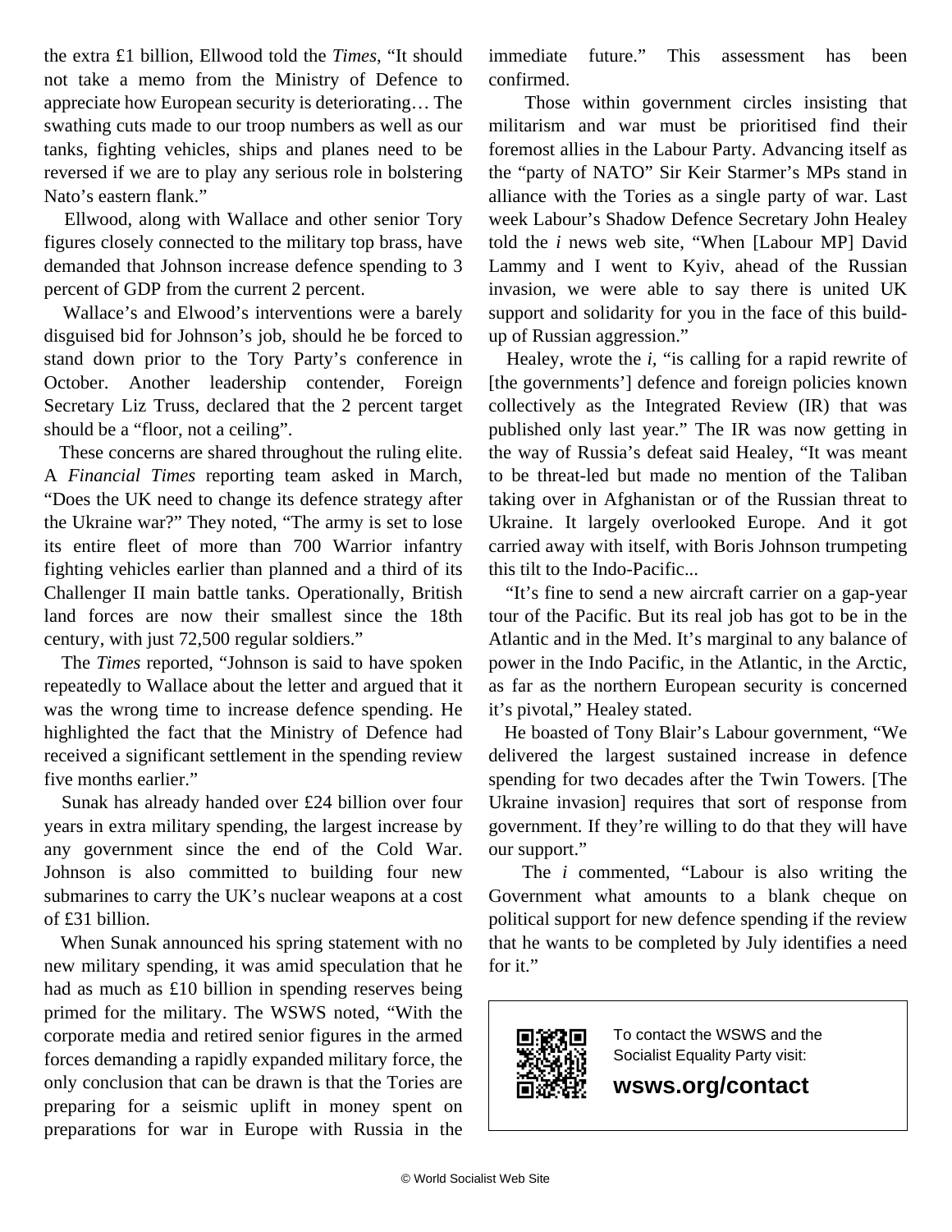the extra £1 billion, Ellwood told the *Times*, "It should not take a memo from the Ministry of Defence to appreciate how European security is deteriorating… The swathing cuts made to our troop numbers as well as our tanks, fighting vehicles, ships and planes need to be reversed if we are to play any serious role in bolstering Nato's eastern flank."

Ellwood, along with Wallace and other senior Tory figures closely connected to the military top brass, have demanded that Johnson increase defence spending to 3 percent of GDP from the current 2 percent.

Wallace's and Elwood's interventions were a barely disguised bid for Johnson's job, should he be forced to stand down prior to the Tory Party's conference in October. Another leadership contender, Foreign Secretary Liz Truss, declared that the 2 percent target should be a "floor, not a ceiling".

These concerns are shared throughout the ruling elite. A *Financial Times* reporting team asked in March, "Does the UK need to change its defence strategy after the Ukraine war?" They noted, "The army is set to lose its entire fleet of more than 700 Warrior infantry fighting vehicles earlier than planned and a third of its Challenger II main battle tanks. Operationally, British land forces are now their smallest since the 18th century, with just 72,500 regular soldiers."

The *Times* reported, "Johnson is said to have spoken repeatedly to Wallace about the letter and argued that it was the wrong time to increase defence spending. He highlighted the fact that the Ministry of Defence had received a significant settlement in the spending review five months earlier."

Sunak has already handed over £24 billion over four years in extra military spending, the largest increase by any government since the end of the Cold War. Johnson is also committed to building four new submarines to carry the UK's nuclear weapons at a cost of £31 billion.

When Sunak announced his spring statement with no new military spending, it was amid speculation that he had as much as £10 billion in spending reserves being primed for the military. The WSWS noted, "With the corporate media and retired senior figures in the armed forces demanding a rapidly expanded military force, the only conclusion that can be drawn is that the Tories are preparing for a seismic uplift in money spent on preparations for war in Europe with Russia in the immediate future." This assessment has been confirmed.

Those within government circles insisting that militarism and war must be prioritised find their foremost allies in the Labour Party. Advancing itself as the "party of NATO" Sir Keir Starmer's MPs stand in alliance with the Tories as a single party of war. Last week Labour's Shadow Defence Secretary John Healey told the *i* news web site, "When [Labour MP] David Lammy and I went to Kyiv, ahead of the Russian invasion, we were able to say there is united UK support and solidarity for you in the face of this build-up of Russian aggression."

Healey, wrote the *i*, "is calling for a rapid rewrite of [the governments'] defence and foreign policies known collectively as the Integrated Review (IR) that was published only last year." The IR was now getting in the way of Russia's defeat said Healey, "It was meant to be threat-led but made no mention of the Taliban taking over in Afghanistan or of the Russian threat to Ukraine. It largely overlooked Europe. And it got carried away with itself, with Boris Johnson trumpeting this tilt to the Indo-Pacific...

"It's fine to send a new aircraft carrier on a gap-year tour of the Pacific. But its real job has got to be in the Atlantic and in the Med. It's marginal to any balance of power in the Indo Pacific, in the Atlantic, in the Arctic, as far as the northern European security is concerned it's pivotal," Healey stated.

He boasted of Tony Blair's Labour government, "We delivered the largest sustained increase in defence spending for two decades after the Twin Towers. [The Ukraine invasion] requires that sort of response from government. If they're willing to do that they will have our support."

The *i* commented, "Labour is also writing the Government what amounts to a blank cheque on political support for new defence spending if the review that he wants to be completed by July identifies a need for it."

To contact the WSWS and the Socialist Equality Party visit:

**wsws.org/contact**